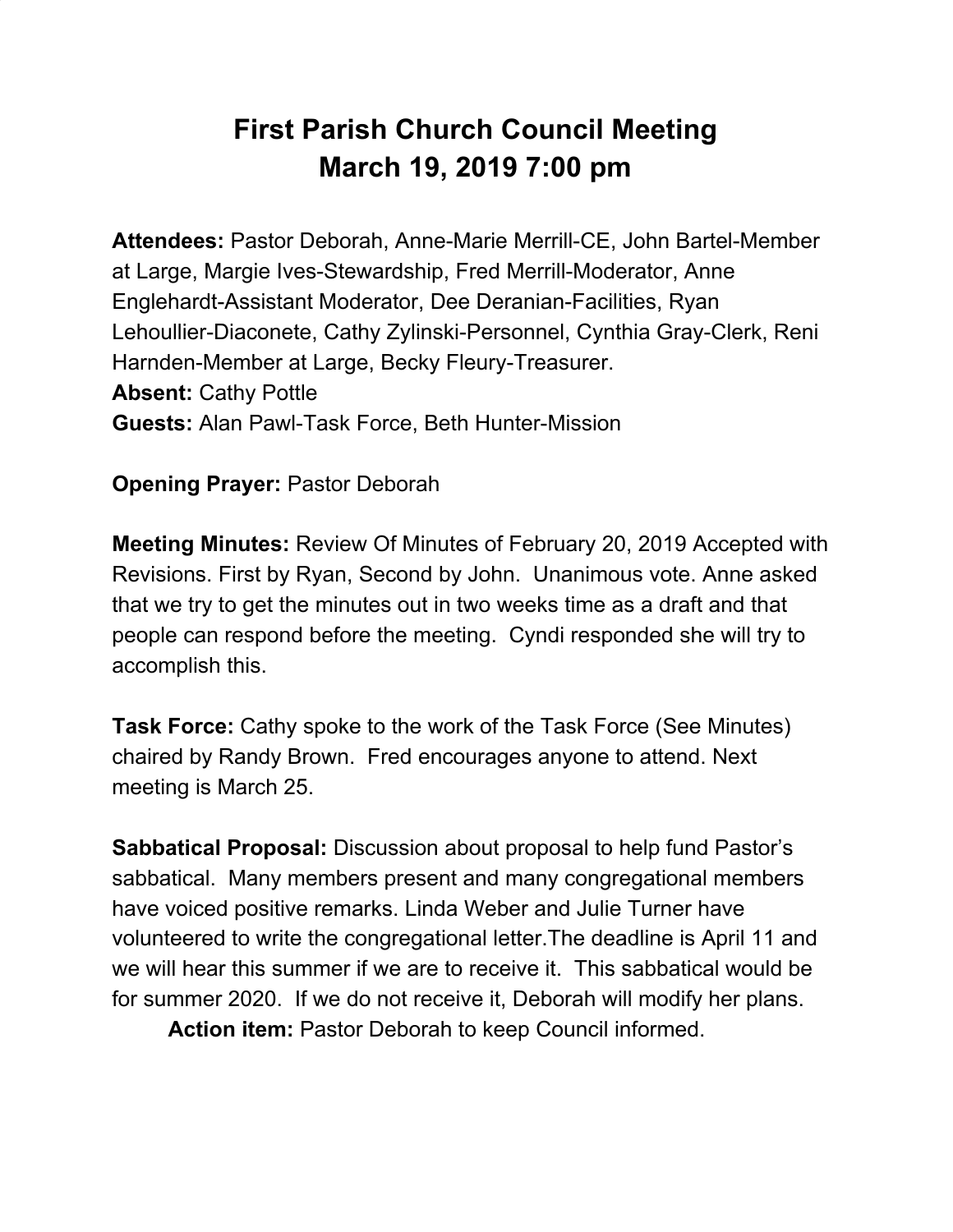# First Parish Church Council Meeting
# March 19, 2019 7:00 pm

**Attendees:** Pastor Deborah, Anne-Marie Merrill-CE, John Bartel-Member at Large, Margie Ives-Stewardship, Fred Merrill-Moderator, Anne Englehardt-Assistant Moderator, Dee Deranian-Facilities, Ryan Lehoullier-Diaconete, Cathy Zylinski-Personnel, Cynthia Gray-Clerk, Reni Harnden-Member at Large, Becky Fleury-Treasurer.
**Absent:** Cathy Pottle
**Guests:** Alan Pawl-Task Force, Beth Hunter-Mission

**Opening Prayer:** Pastor Deborah

**Meeting Minutes:** Review Of Minutes of February 20, 2019 Accepted with Revisions. First by Ryan, Second by John. Unanimous vote. Anne asked that we try to get the minutes out in two weeks time as a draft and that people can respond before the meeting. Cyndi responded she will try to accomplish this.

**Task Force:** Cathy spoke to the work of the Task Force (See Minutes) chaired by Randy Brown. Fred encourages anyone to attend. Next meeting is March 25.

**Sabbatical Proposal:** Discussion about proposal to help fund Pastor's sabbatical. Many members present and many congregational members have voiced positive remarks. Linda Weber and Julie Turner have volunteered to write the congregational letter.The deadline is April 11 and we will hear this summer if we are to receive it. This sabbatical would be for summer 2020. If we do not receive it, Deborah will modify her plans.

**Action item:** Pastor Deborah to keep Council informed.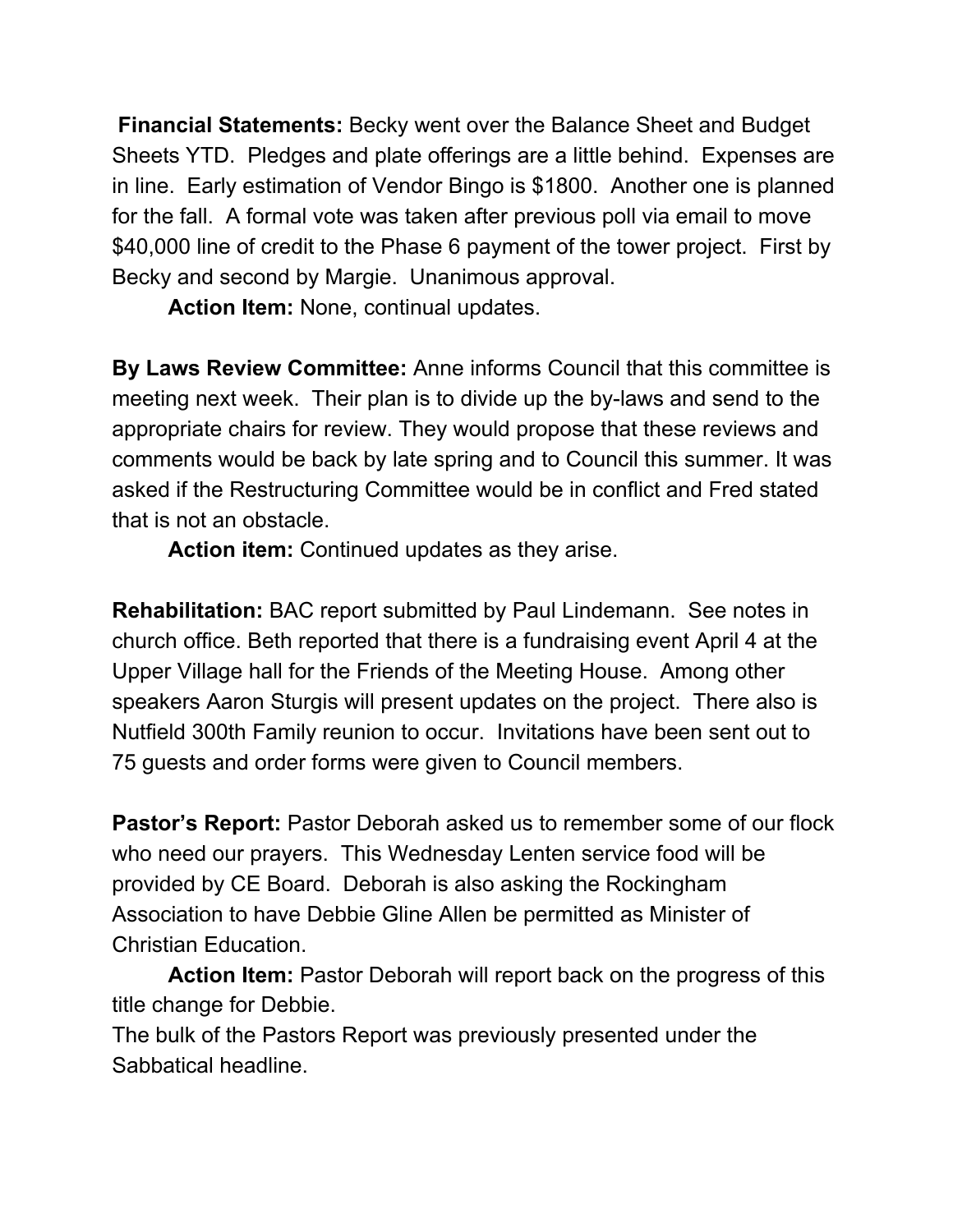**Financial Statements:** Becky went over the Balance Sheet and Budget Sheets YTD. Pledges and plate offerings are a little behind. Expenses are in line. Early estimation of Vendor Bingo is $1800. Another one is planned for the fall. A formal vote was taken after previous poll via email to move $40,000 line of credit to the Phase 6 payment of the tower project. First by Becky and second by Margie. Unanimous approval.

**Action Item:** None, continual updates.

**By Laws Review Committee:** Anne informs Council that this committee is meeting next week. Their plan is to divide up the by-laws and send to the appropriate chairs for review. They would propose that these reviews and comments would be back by late spring and to Council this summer. It was asked if the Restructuring Committee would be in conflict and Fred stated that is not an obstacle.

**Action item:** Continued updates as they arise.

**Rehabilitation:** BAC report submitted by Paul Lindemann. See notes in church office. Beth reported that there is a fundraising event April 4 at the Upper Village hall for the Friends of the Meeting House. Among other speakers Aaron Sturgis will present updates on the project. There also is Nutfield 300th Family reunion to occur. Invitations have been sent out to 75 guests and order forms were given to Council members.

**Pastor's Report:** Pastor Deborah asked us to remember some of our flock who need our prayers. This Wednesday Lenten service food will be provided by CE Board. Deborah is also asking the Rockingham Association to have Debbie Gline Allen be permitted as Minister of Christian Education.

**Action Item:** Pastor Deborah will report back on the progress of this title change for Debbie.

The bulk of the Pastors Report was previously presented under the Sabbatical headline.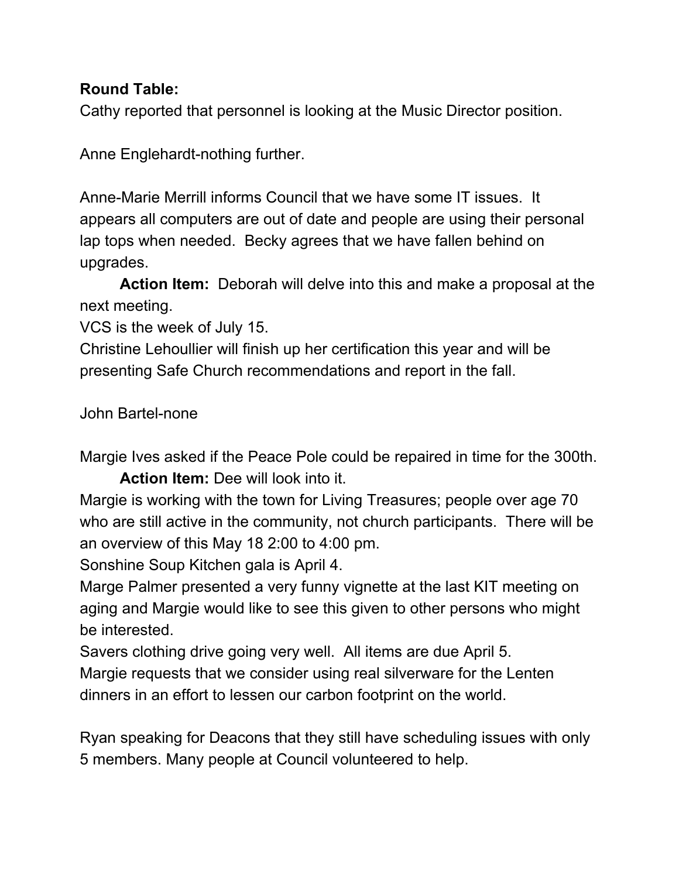**Round Table:**

Cathy reported that personnel is looking at the Music Director position.

Anne Englehardt-nothing further.

Anne-Marie Merrill informs Council that we have some IT issues. It appears all computers are out of date and people are using their personal lap tops when needed. Becky agrees that we have fallen behind on upgrades.

**Action Item:** Deborah will delve into this and make a proposal at the next meeting.

VCS is the week of July 15.

Christine Lehoullier will finish up her certification this year and will be presenting Safe Church recommendations and report in the fall.

John Bartel-none

Margie Ives asked if the Peace Pole could be repaired in time for the 300th.

**Action Item:** Dee will look into it.

Margie is working with the town for Living Treasures; people over age 70 who are still active in the community, not church participants. There will be an overview of this May 18 2:00 to 4:00 pm.

Sonshine Soup Kitchen gala is April 4.

Marge Palmer presented a very funny vignette at the last KIT meeting on aging and Margie would like to see this given to other persons who might be interested.

Savers clothing drive going very well. All items are due April 5.

Margie requests that we consider using real silverware for the Lenten dinners in an effort to lessen our carbon footprint on the world.

Ryan speaking for Deacons that they still have scheduling issues with only 5 members. Many people at Council volunteered to help.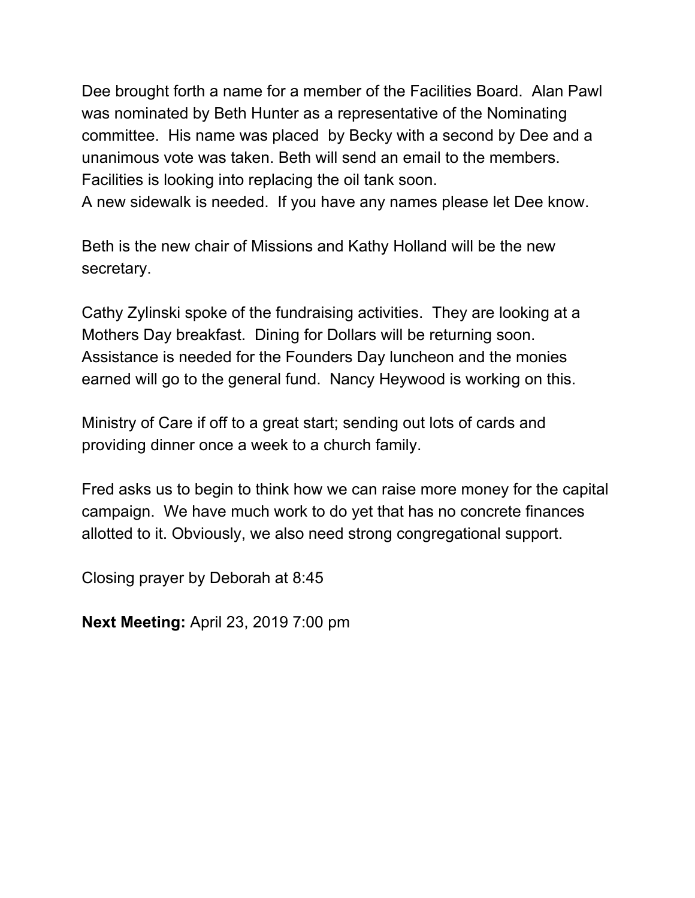Dee brought forth a name for a member of the Facilities Board. Alan Pawl was nominated by Beth Hunter as a representative of the Nominating committee. His name was placed by Becky with a second by Dee and a unanimous vote was taken. Beth will send an email to the members. Facilities is looking into replacing the oil tank soon.
A new sidewalk is needed. If you have any names please let Dee know.

Beth is the new chair of Missions and Kathy Holland will be the new secretary.

Cathy Zylinski spoke of the fundraising activities. They are looking at a Mothers Day breakfast. Dining for Dollars will be returning soon. Assistance is needed for the Founders Day luncheon and the monies earned will go to the general fund. Nancy Heywood is working on this.

Ministry of Care if off to a great start; sending out lots of cards and providing dinner once a week to a church family.

Fred asks us to begin to think how we can raise more money for the capital campaign. We have much work to do yet that has no concrete finances allotted to it. Obviously, we also need strong congregational support.

Closing prayer by Deborah at 8:45

**Next Meeting:** April 23, 2019 7:00 pm